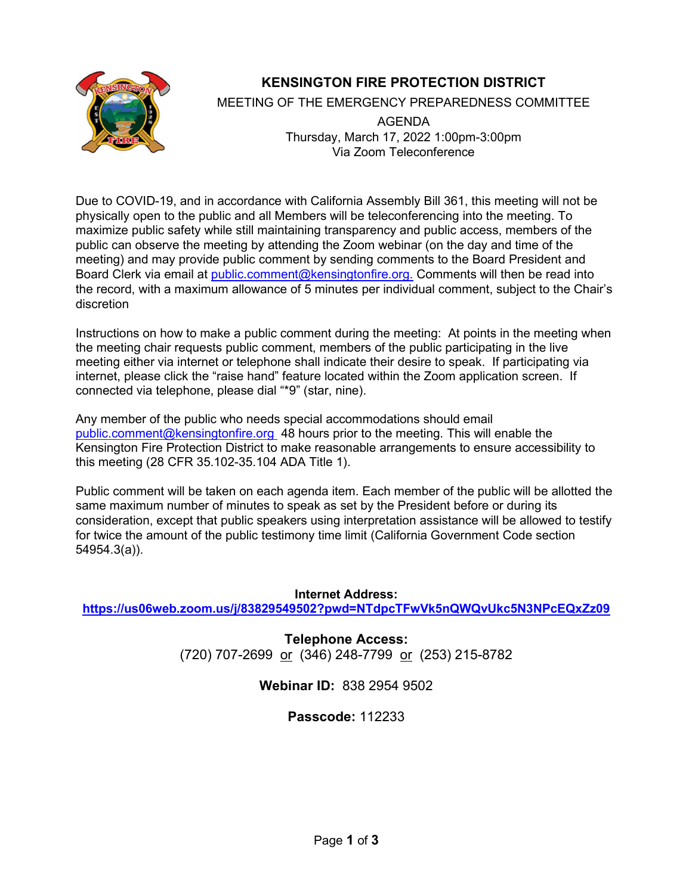# KENSINGTON FIRE PROTECTION DISTRICT

MEETING OF THE EMERGENCY PREPAREDNESS COMMITTEE

AGENDA

Thursday, March 17, 2022 1:00pm-3:00pm

Via Zoom Teleconference

Due to COVID-19, and in accordance with California Assembly Bill 361, this meeting will not be physically open to the public and all Members will be teleconferencing into the meeting. To maximize public safety while still maintaining transparency and public access, members of the public can observe the meeting by attending the Zoom webinar (on the day and time of the meeting) and may provide public comment by sending comments to the Board President and Board Clerk via email at public.comment@kensingtonfire.org. Comments will then be read into the record, with a maximum allowance of 5 minutes per individual comment, subject to the Chair's discretion

Instructions on how to make a public comment during the meeting: At points in the meeting when the meeting chair requests public comment, members of the public participating in the live meeting either via internet or telephone shall indicate their desire to speak. If participating via internet, please click the "raise hand" feature located within the Zoom application screen. If connected via telephone, please dial "*9" (star, nine).

Any member of the public who needs special accommodations should email public.comment@kensingtonfire.org 48 hours prior to the meeting. This will enable the Kensington Fire Protection District to make reasonable arrangements to ensure accessibility to this meeting (28 CFR 35.102-35.104 ADA Title 1).

Public comment will be taken on each agenda item. Each member of the public will be allotted the same maximum number of minutes to speak as set by the President before or during its consideration, except that public speakers using interpretation assistance will be allowed to testify for twice the amount of the public testimony limit (California Government Code section 54954.3(a)).

**Internet Address:**
https://us06web.zoom.us/j/83829549502?pwd=NTdpcTFwVk5nQWQvUkc5N3NPcEQxZz09

**Telephone Access:**
(720) 707-2699 or (346) 248-7799 or (253) 215-8782

**Webinar ID:** 838 2954 9502

**Passcode:** 112233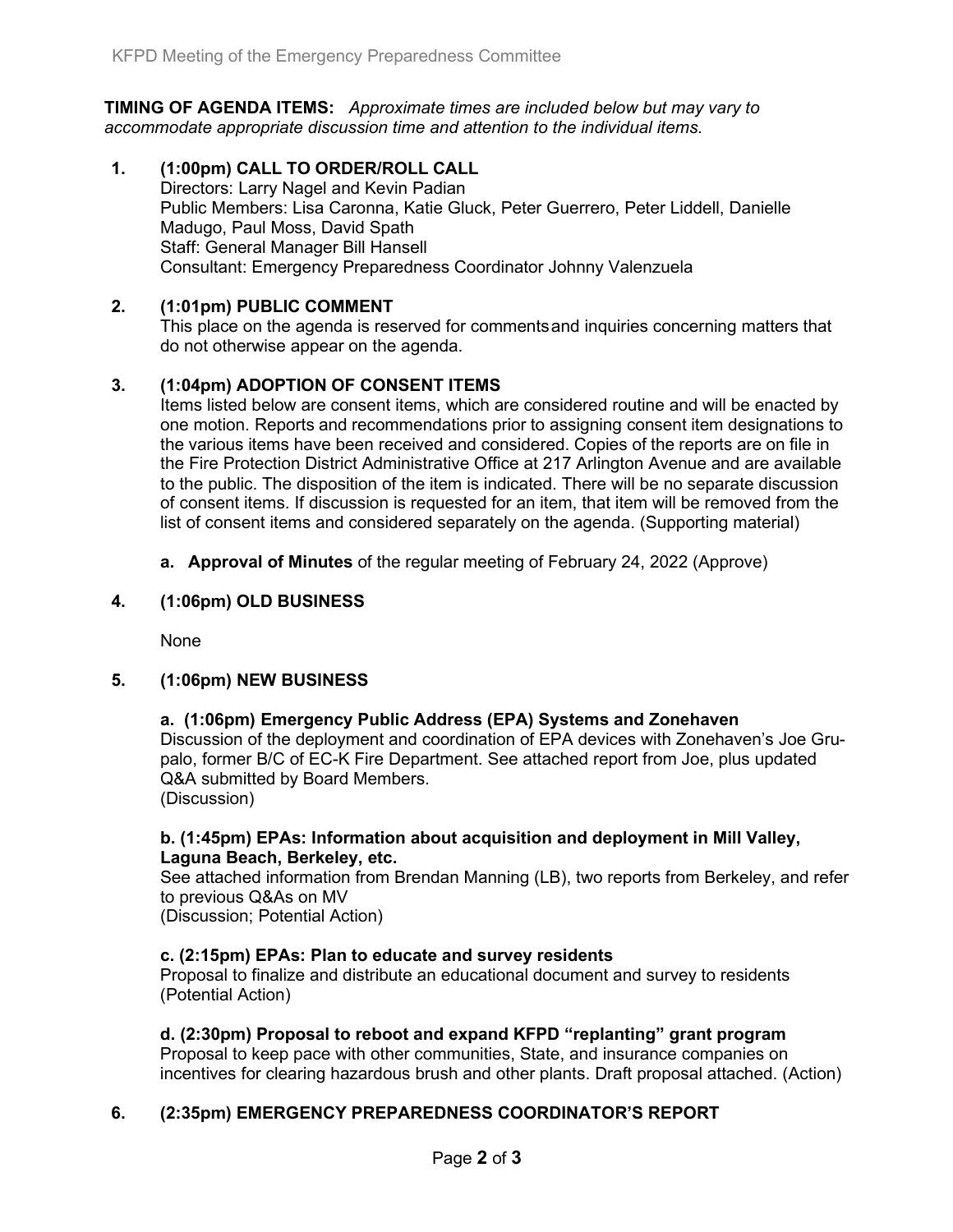**TIMING OF AGENDA ITEMS:** *Approximate times are included below but may vary to accommodate appropriate discussion time and attention to the individual items.*

**1. (1:00pm) CALL TO ORDER/ROLL CALL**

Directors: Larry Nagel and Kevin Padian
Public Members: Lisa Caronna, Katie Gluck, Peter Guerrero, Peter Liddell, Danielle Madugo, Paul Moss, David Spath
Staff: General Manager Bill Hansell
Consultant: Emergency Preparedness Coordinator Johnny Valenzuela

**2. (1:01pm) PUBLIC COMMENT**

This place on the agenda is reserved for commentsand inquiries concerning matters that do not otherwise appear on the agenda.

**3. (1:04pm) ADOPTION OF CONSENT ITEMS**

Items listed below are consent items, which are considered routine and will be enacted by one motion. Reports and recommendations prior to assigning consent item designations to the various items have been received and considered. Copies of the reports are on file in the Fire Protection District Administrative Office at 217 Arlington Avenue and are available to the public. The disposition of the item is indicated. There will be no separate discussion of consent items. If discussion is requested for an item, that item will be removed from the list of consent items and considered separately on the agenda. (Supporting material)

**a. Approval of Minutes** of the regular meeting of February 24, 2022 (Approve)

**4. (1:06pm) OLD BUSINESS**

None

**5. (1:06pm) NEW BUSINESS**

**a. (1:06pm) Emergency Public Address (EPA) Systems and Zonehaven**
Discussion of the deployment and coordination of EPA devices with Zonehaven's Joe Grupalo, former B/C of EC-K Fire Department. See attached report from Joe, plus updated Q&A submitted by Board Members.
(Discussion)

**b. (1:45pm) EPAs: Information about acquisition and deployment in Mill Valley, Laguna Beach, Berkeley, etc.**
See attached information from Brendan Manning (LB), two reports from Berkeley, and refer to previous Q&As on MV
(Discussion; Potential Action)

**c. (2:15pm) EPAs: Plan to educate and survey residents**
Proposal to finalize and distribute an educational document and survey to residents
(Potential Action)

**d. (2:30pm) Proposal to reboot and expand KFPD "replanting" grant program**
Proposal to keep pace with other communities, State, and insurance companies on incentives for clearing hazardous brush and other plants. Draft proposal attached. (Action)

**6. (2:35pm) EMERGENCY PREPAREDNESS COORDINATOR'S REPORT**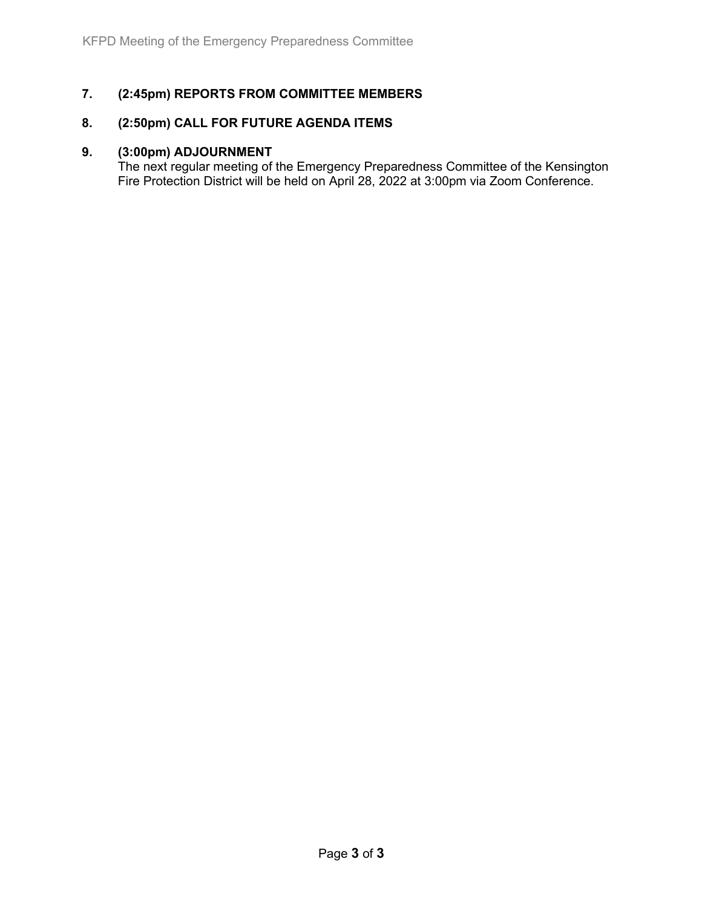**7. (2:45pm) REPORTS FROM COMMITTEE MEMBERS**

**8. (2:50pm) CALL FOR FUTURE AGENDA ITEMS**

**9. (3:00pm) ADJOURNMENT**

The next regular meeting of the Emergency Preparedness Committee of the Kensington Fire Protection District will be held on April 28, 2022 at 3:00pm via Zoom Conference.